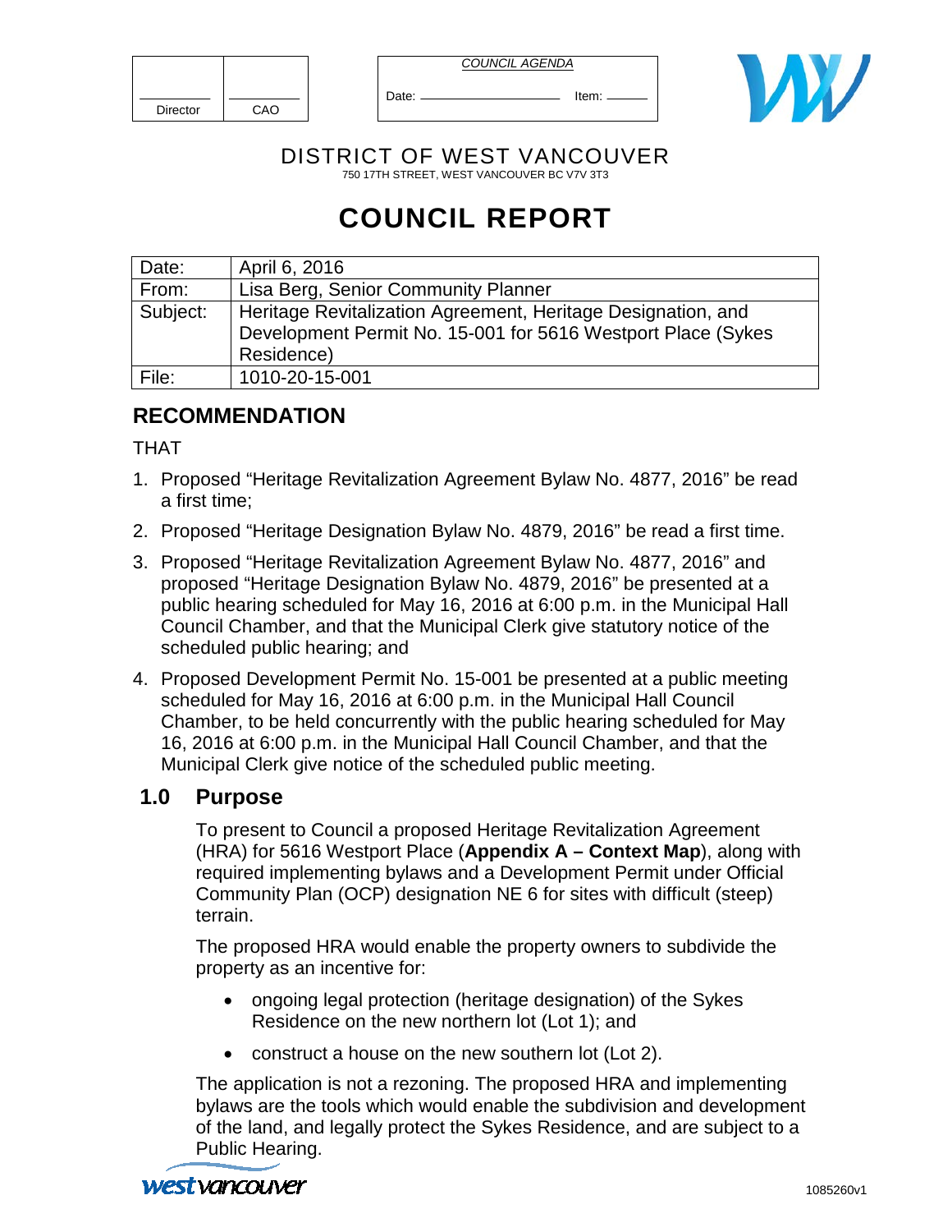| Director | CAO |
|---|---|

*COUNCIL AGENDA*

Date: Item:

DISTRICT OF WEST VANCOUVER

750 17TH STREET, WEST VANCOUVER BC V7V 3T3

# COUNCIL REPORT

| | |
|---|---|
| Date: | April 6, 2016 |
| From: | Lisa Berg, Senior Community Planner |
| Subject: | Heritage Revitalization Agreement, Heritage Designation, and Development Permit No. 15-001 for 5616 Westport Place (Sykes Residence) |
| File: | 1010-20-15-001 |

## RECOMMENDATION

THAT

1. Proposed "Heritage Revitalization Agreement Bylaw No. 4877, 2016" be read a first time;
2. Proposed "Heritage Designation Bylaw No. 4879, 2016" be read a first time.
3. Proposed "Heritage Revitalization Agreement Bylaw No. 4877, 2016" and proposed "Heritage Designation Bylaw No. 4879, 2016" be presented at a public hearing scheduled for May 16, 2016 at 6:00 p.m. in the Municipal Hall Council Chamber, and that the Municipal Clerk give statutory notice of the scheduled public hearing; and
4. Proposed Development Permit No. 15-001 be presented at a public meeting scheduled for May 16, 2016 at 6:00 p.m. in the Municipal Hall Council Chamber, to be held concurrently with the public hearing scheduled for May 16, 2016 at 6:00 p.m. in the Municipal Hall Council Chamber, and that the Municipal Clerk give notice of the scheduled public meeting.

## 1.0 Purpose

To present to Council a proposed Heritage Revitalization Agreement (HRA) for 5616 Westport Place (**Appendix A – Context Map**), along with required implementing bylaws and a Development Permit under Official Community Plan (OCP) designation NE 6 for sites with difficult (steep) terrain.

The proposed HRA would enable the property owners to subdivide the property as an incentive for:

- ongoing legal protection (heritage designation) of the Sykes Residence on the new northern lot (Lot 1); and
- construct a house on the new southern lot (Lot 2).

The application is not a rezoning. The proposed HRA and implementing bylaws are the tools which would enable the subdivision and development of the land, and legally protect the Sykes Residence, and are subject to a Public Hearing.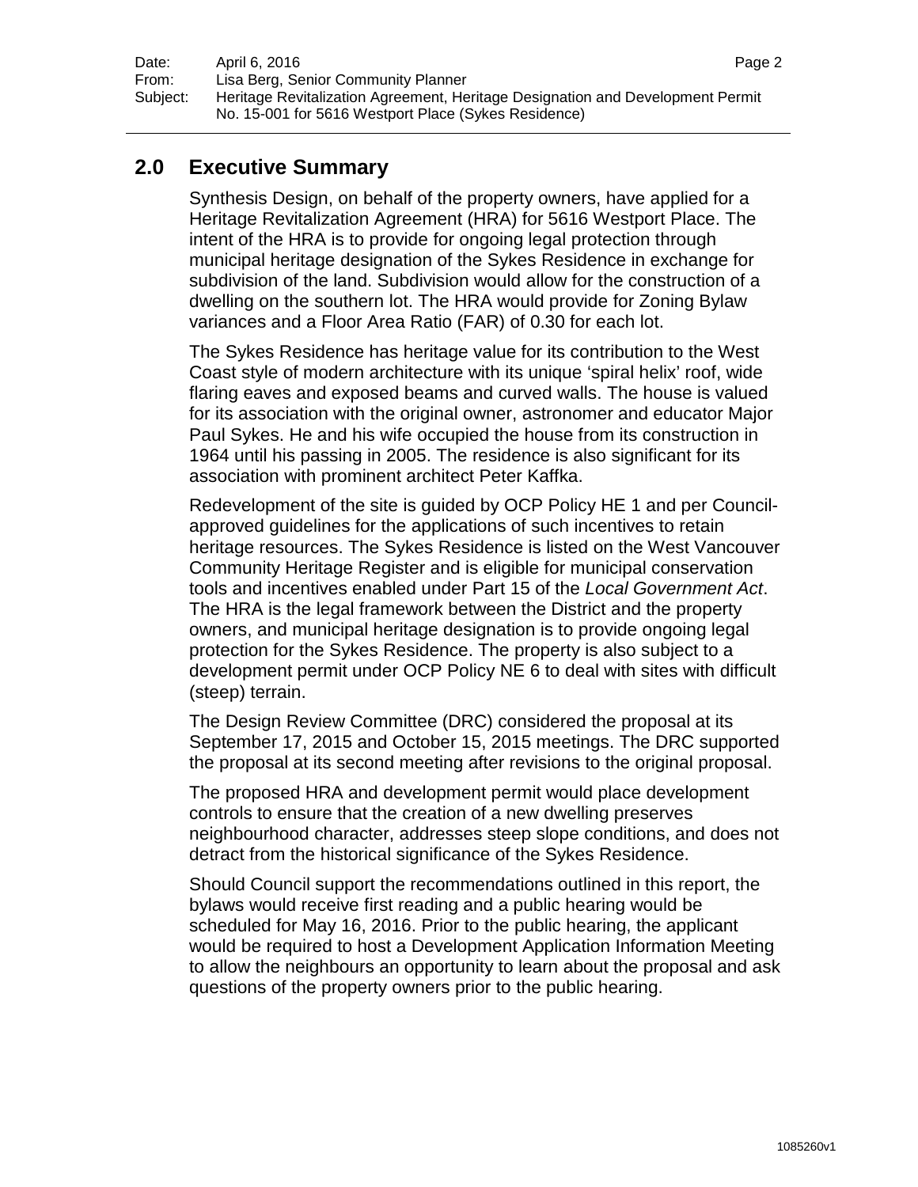## 2.0 Executive Summary

Synthesis Design, on behalf of the property owners, have applied for a Heritage Revitalization Agreement (HRA) for 5616 Westport Place. The intent of the HRA is to provide for ongoing legal protection through municipal heritage designation of the Sykes Residence in exchange for subdivision of the land. Subdivision would allow for the construction of a dwelling on the southern lot. The HRA would provide for Zoning Bylaw variances and a Floor Area Ratio (FAR) of 0.30 for each lot.

The Sykes Residence has heritage value for its contribution to the West Coast style of modern architecture with its unique 'spiral helix' roof, wide flaring eaves and exposed beams and curved walls. The house is valued for its association with the original owner, astronomer and educator Major Paul Sykes. He and his wife occupied the house from its construction in 1964 until his passing in 2005. The residence is also significant for its association with prominent architect Peter Kaffka.

Redevelopment of the site is guided by OCP Policy HE 1 and per Council-approved guidelines for the applications of such incentives to retain heritage resources. The Sykes Residence is listed on the West Vancouver Community Heritage Register and is eligible for municipal conservation tools and incentives enabled under Part 15 of the *Local Government Act*. The HRA is the legal framework between the District and the property owners, and municipal heritage designation is to provide ongoing legal protection for the Sykes Residence. The property is also subject to a development permit under OCP Policy NE 6 to deal with sites with difficult (steep) terrain.

The Design Review Committee (DRC) considered the proposal at its September 17, 2015 and October 15, 2015 meetings. The DRC supported the proposal at its second meeting after revisions to the original proposal.

The proposed HRA and development permit would place development controls to ensure that the creation of a new dwelling preserves neighbourhood character, addresses steep slope conditions, and does not detract from the historical significance of the Sykes Residence.

Should Council support the recommendations outlined in this report, the bylaws would receive first reading and a public hearing would be scheduled for May 16, 2016. Prior to the public hearing, the applicant would be required to host a Development Application Information Meeting to allow the neighbours an opportunity to learn about the proposal and ask questions of the property owners prior to the public hearing.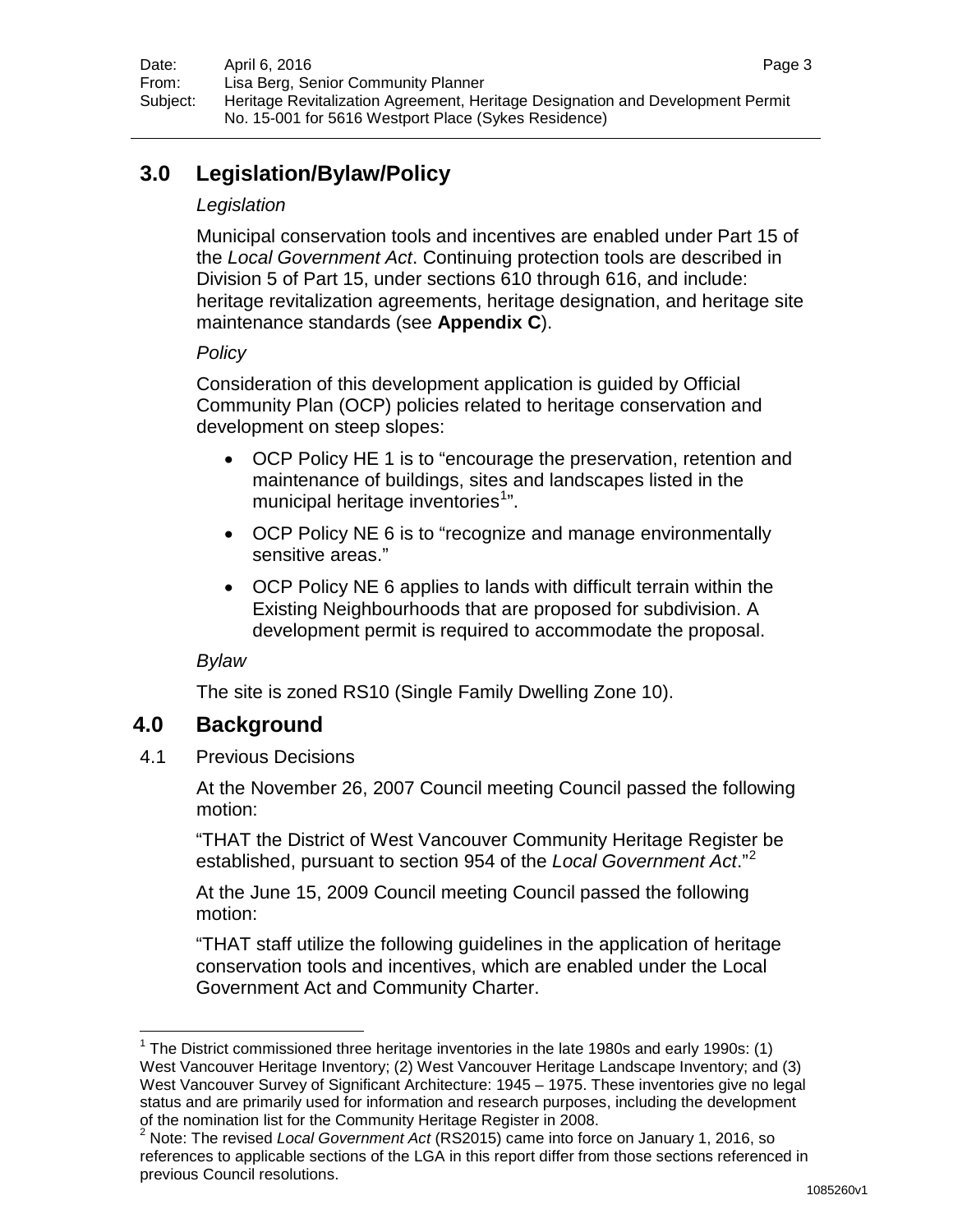## 3.0 Legislation/Bylaw/Policy

*Legislation*

Municipal conservation tools and incentives are enabled under Part 15 of the *Local Government Act*. Continuing protection tools are described in Division 5 of Part 15, under sections 610 through 616, and include: heritage revitalization agreements, heritage designation, and heritage site maintenance standards (see **Appendix C**).

*Policy*

Consideration of this development application is guided by Official Community Plan (OCP) policies related to heritage conservation and development on steep slopes:

- OCP Policy HE 1 is to "encourage the preservation, retention and maintenance of buildings, sites and landscapes listed in the municipal heritage inventories[1]".
- OCP Policy NE 6 is to "recognize and manage environmentally sensitive areas."
- OCP Policy NE 6 applies to lands with difficult terrain within the Existing Neighbourhoods that are proposed for subdivision. A development permit is required to accommodate the proposal.

*Bylaw*

The site is zoned RS10 (Single Family Dwelling Zone 10).

## 4.0 Background

4.1 Previous Decisions

At the November 26, 2007 Council meeting Council passed the following motion:

"THAT the District of West Vancouver Community Heritage Register be established, pursuant to section 954 of the *Local Government Act*."[2]

At the June 15, 2009 Council meeting Council passed the following motion:

"THAT staff utilize the following guidelines in the application of heritage conservation tools and incentives, which are enabled under the Local Government Act and Community Charter.

---

[1] The District commissioned three heritage inventories in the late 1980s and early 1990s: (1) West Vancouver Heritage Inventory; (2) West Vancouver Heritage Landscape Inventory; and (3) West Vancouver Survey of Significant Architecture: 1945 – 1975. These inventories give no legal status and are primarily used for information and research purposes, including the development of the nomination list for the Community Heritage Register in 2008.

[2] Note: The revised *Local Government Act* (RS2015) came into force on January 1, 2016, so references to applicable sections of the LGA in this report differ from those sections referenced in previous Council resolutions.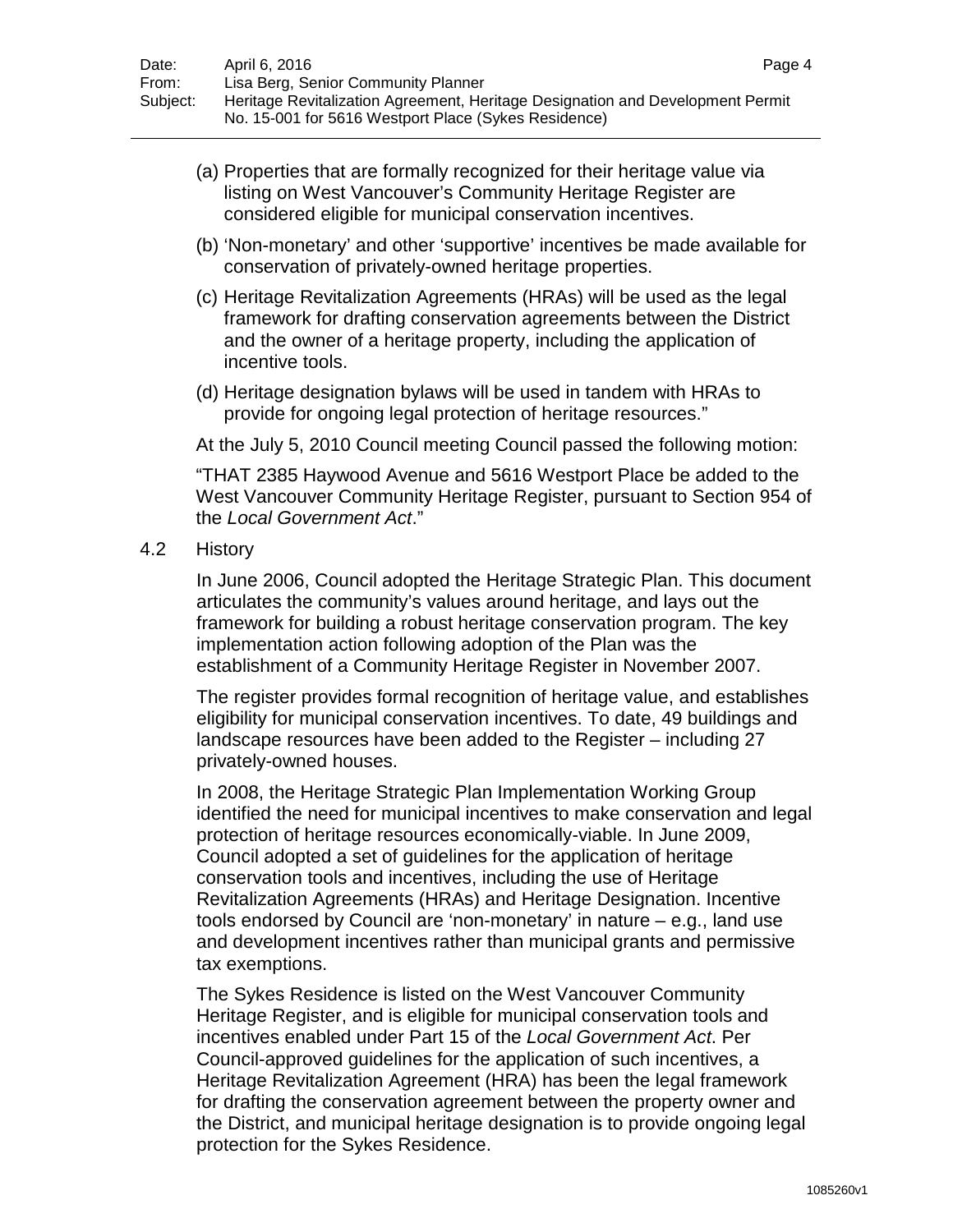(a) Properties that are formally recognized for their heritage value via listing on West Vancouver's Community Heritage Register are considered eligible for municipal conservation incentives.

(b) 'Non-monetary' and other 'supportive' incentives be made available for conservation of privately-owned heritage properties.

(c) Heritage Revitalization Agreements (HRAs) will be used as the legal framework for drafting conservation agreements between the District and the owner of a heritage property, including the application of incentive tools.

(d) Heritage designation bylaws will be used in tandem with HRAs to provide for ongoing legal protection of heritage resources."

At the July 5, 2010 Council meeting Council passed the following motion:

"THAT 2385 Haywood Avenue and 5616 Westport Place be added to the West Vancouver Community Heritage Register, pursuant to Section 954 of the *Local Government Act*."

4.2 History

In June 2006, Council adopted the Heritage Strategic Plan. This document articulates the community's values around heritage, and lays out the framework for building a robust heritage conservation program. The key implementation action following adoption of the Plan was the establishment of a Community Heritage Register in November 2007.

The register provides formal recognition of heritage value, and establishes eligibility for municipal conservation incentives. To date, 49 buildings and landscape resources have been added to the Register – including 27 privately-owned houses.

In 2008, the Heritage Strategic Plan Implementation Working Group identified the need for municipal incentives to make conservation and legal protection of heritage resources economically-viable. In June 2009, Council adopted a set of guidelines for the application of heritage conservation tools and incentives, including the use of Heritage Revitalization Agreements (HRAs) and Heritage Designation. Incentive tools endorsed by Council are 'non-monetary' in nature – e.g., land use and development incentives rather than municipal grants and permissive tax exemptions.

The Sykes Residence is listed on the West Vancouver Community Heritage Register, and is eligible for municipal conservation tools and incentives enabled under Part 15 of the *Local Government Act*. Per Council-approved guidelines for the application of such incentives, a Heritage Revitalization Agreement (HRA) has been the legal framework for drafting the conservation agreement between the property owner and the District, and municipal heritage designation is to provide ongoing legal protection for the Sykes Residence.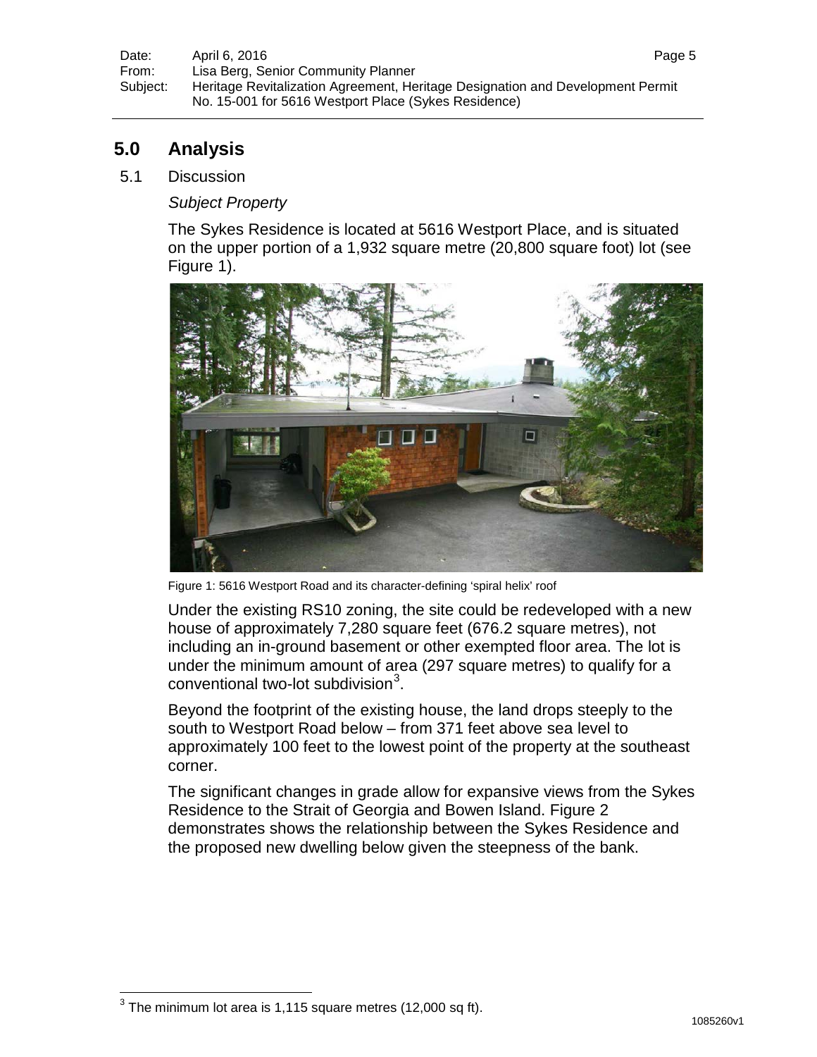## 5.0 Analysis

5.1 Discussion

*Subject Property*

The Sykes Residence is located at 5616 Westport Place, and is situated on the upper portion of a 1,932 square metre (20,800 square foot) lot (see Figure 1).

Figure 1: 5616 Westport Road and its character-defining 'spiral helix' roof

Under the existing RS10 zoning, the site could be redeveloped with a new house of approximately 7,280 square feet (676.2 square metres), not including an in-ground basement or other exempted floor area. The lot is under the minimum amount of area (297 square metres) to qualify for a conventional two-lot subdivision[3].

Beyond the footprint of the existing house, the land drops steeply to the south to Westport Road below – from 371 feet above sea level to approximately 100 feet to the lowest point of the property at the southeast corner.

The significant changes in grade allow for expansive views from the Sykes Residence to the Strait of Georgia and Bowen Island. Figure 2 demonstrates shows the relationship between the Sykes Residence and the proposed new dwelling below given the steepness of the bank.

[3] The minimum lot area is 1,115 square metres (12,000 sq ft).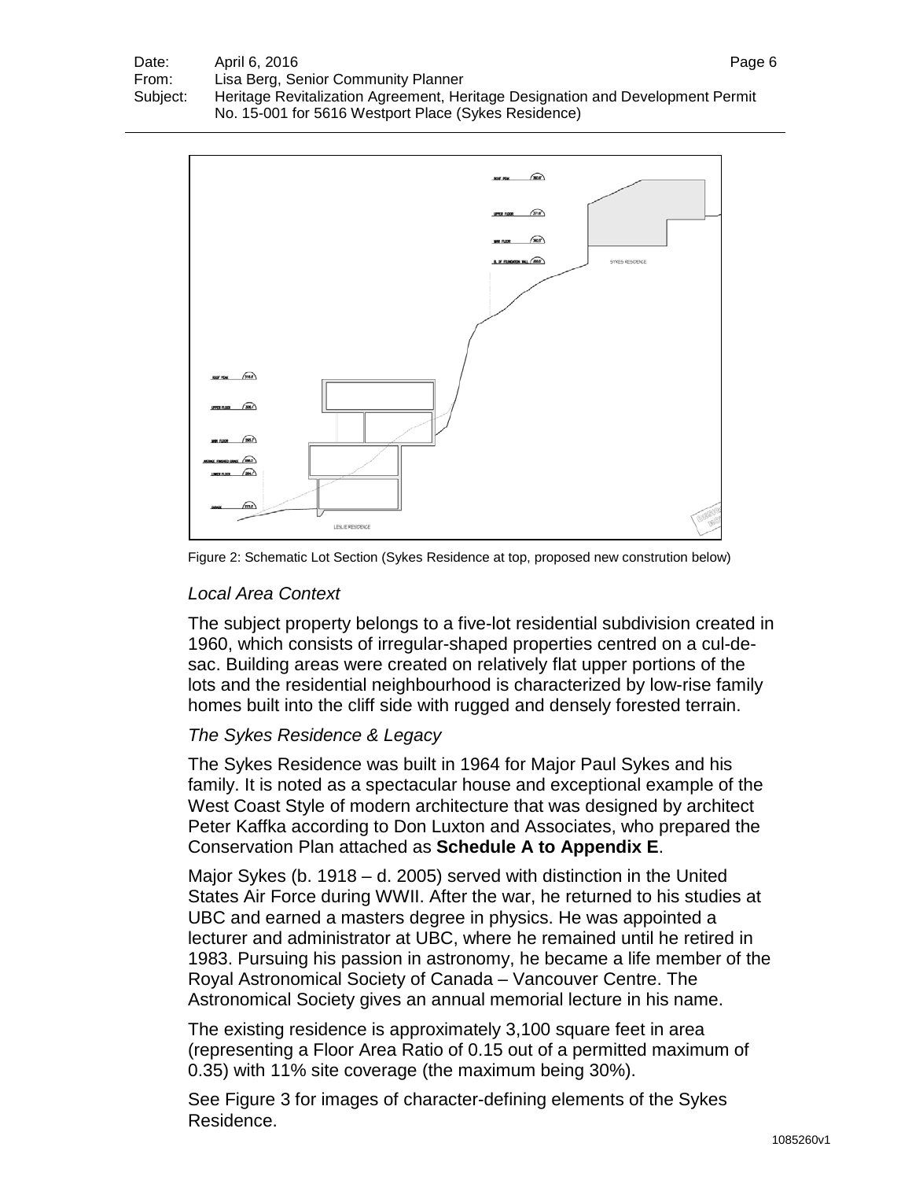ROOF PEAK

UPPER FLOOR

MAIN FLOOR

B. OF FOUNDATION WALL

SYKES RESIDENCE

ROOF PEAK

UPPER FLOOR

MAIN FLOOR

AVERAGE FINISHED GRADE

LOWER FLOOR

GARAGE

LESLIE RESIDENCE

Figure 2: Schematic Lot Section (Sykes Residence at top, proposed new constrution below)

*Local Area Context*

The subject property belongs to a five-lot residential subdivision created in 1960, which consists of irregular-shaped properties centred on a cul-de-sac. Building areas were created on relatively flat upper portions of the lots and the residential neighbourhood is characterized by low-rise family homes built into the cliff side with rugged and densely forested terrain.

*The Sykes Residence & Legacy*

The Sykes Residence was built in 1964 for Major Paul Sykes and his family. It is noted as a spectacular house and exceptional example of the West Coast Style of modern architecture that was designed by architect Peter Kaffka according to Don Luxton and Associates, who prepared the Conservation Plan attached as **Schedule A to Appendix E**.

Major Sykes (b. 1918 – d. 2005) served with distinction in the United States Air Force during WWII. After the war, he returned to his studies at UBC and earned a masters degree in physics. He was appointed a lecturer and administrator at UBC, where he remained until he retired in 1983. Pursuing his passion in astronomy, he became a life member of the Royal Astronomical Society of Canada – Vancouver Centre. The Astronomical Society gives an annual memorial lecture in his name.

The existing residence is approximately 3,100 square feet in area (representing a Floor Area Ratio of 0.15 out of a permitted maximum of 0.35) with 11% site coverage (the maximum being 30%).

See Figure 3 for images of character-defining elements of the Sykes Residence.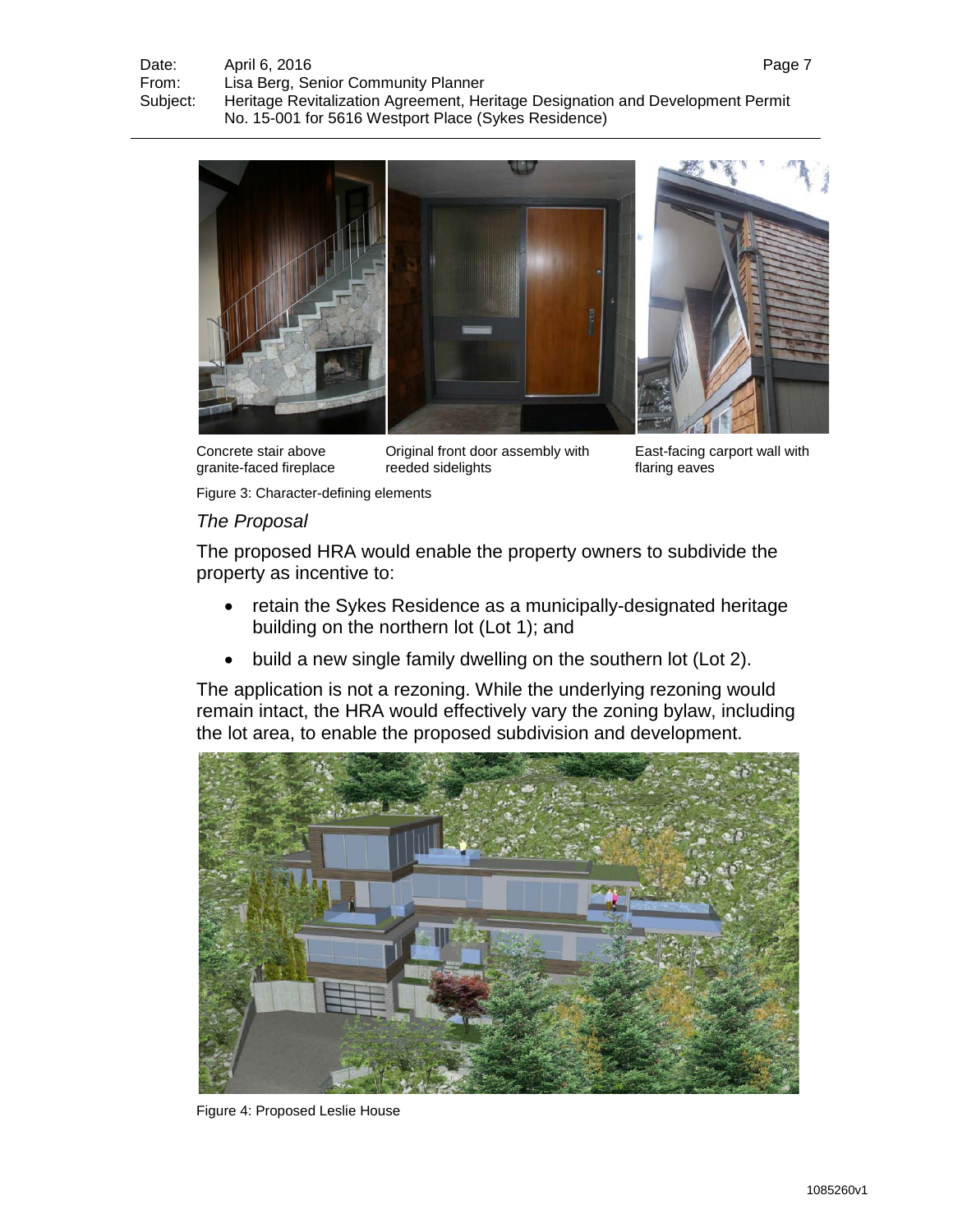Concrete stair above granite-faced fireplace

Original front door assembly with reeded sidelights

East-facing carport wall with flaring eaves

Figure 3: Character-defining elements

*The Proposal*

The proposed HRA would enable the property owners to subdivide the property as incentive to:

- retain the Sykes Residence as a municipally-designated heritage building on the northern lot (Lot 1); and
- build a new single family dwelling on the southern lot (Lot 2).

The application is not a rezoning. While the underlying rezoning would remain intact, the HRA would effectively vary the zoning bylaw, including the lot area, to enable the proposed subdivision and development.

Figure 4: Proposed Leslie House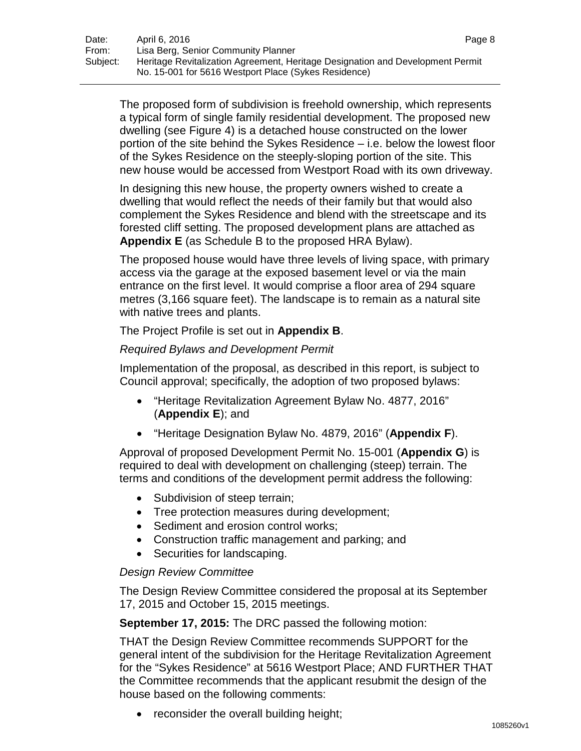The proposed form of subdivision is freehold ownership, which represents a typical form of single family residential development. The proposed new dwelling (see Figure 4) is a detached house constructed on the lower portion of the site behind the Sykes Residence – i.e. below the lowest floor of the Sykes Residence on the steeply-sloping portion of the site. This new house would be accessed from Westport Road with its own driveway.

In designing this new house, the property owners wished to create a dwelling that would reflect the needs of their family but that would also complement the Sykes Residence and blend with the streetscape and its forested cliff setting. The proposed development plans are attached as **Appendix E** (as Schedule B to the proposed HRA Bylaw).

The proposed house would have three levels of living space, with primary access via the garage at the exposed basement level or via the main entrance on the first level. It would comprise a floor area of 294 square metres (3,166 square feet). The landscape is to remain as a natural site with native trees and plants.

The Project Profile is set out in **Appendix B**.

*Required Bylaws and Development Permit*

Implementation of the proposal, as described in this report, is subject to Council approval; specifically, the adoption of two proposed bylaws:

- "Heritage Revitalization Agreement Bylaw No. 4877, 2016" (**Appendix E**); and
- "Heritage Designation Bylaw No. 4879, 2016" (**Appendix F**).

Approval of proposed Development Permit No. 15-001 (**Appendix G**) is required to deal with development on challenging (steep) terrain. The terms and conditions of the development permit address the following:

- Subdivision of steep terrain;
- Tree protection measures during development;
- Sediment and erosion control works;
- Construction traffic management and parking; and
- Securities for landscaping.

*Design Review Committee*

The Design Review Committee considered the proposal at its September 17, 2015 and October 15, 2015 meetings.

**September 17, 2015:** The DRC passed the following motion:

THAT the Design Review Committee recommends SUPPORT for the general intent of the subdivision for the Heritage Revitalization Agreement for the "Sykes Residence" at 5616 Westport Place; AND FURTHER THAT the Committee recommends that the applicant resubmit the design of the house based on the following comments:

- reconsider the overall building height;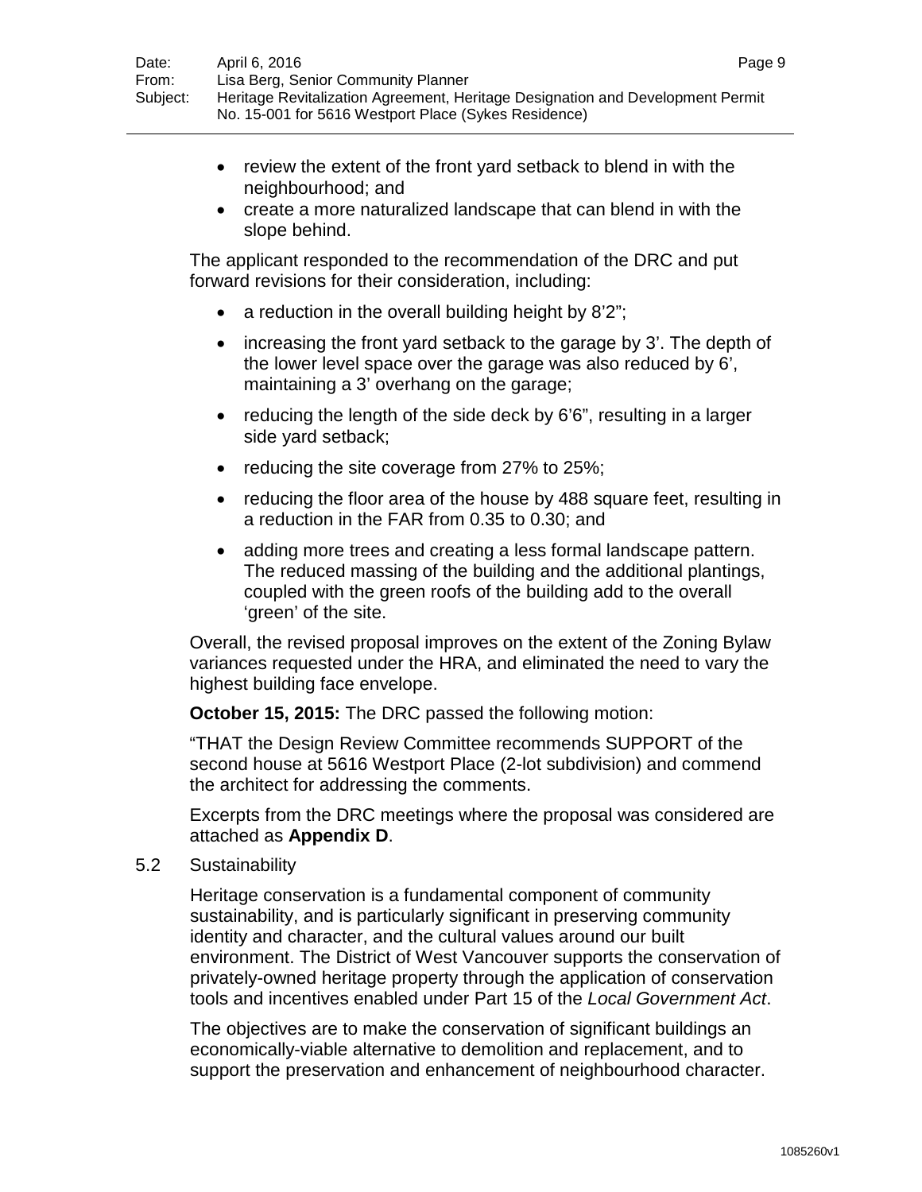- review the extent of the front yard setback to blend in with the neighbourhood; and
- create a more naturalized landscape that can blend in with the slope behind.

The applicant responded to the recommendation of the DRC and put forward revisions for their consideration, including:

- a reduction in the overall building height by 8'2";
- increasing the front yard setback to the garage by 3'. The depth of the lower level space over the garage was also reduced by 6', maintaining a 3' overhang on the garage;
- reducing the length of the side deck by 6'6", resulting in a larger side yard setback;
- reducing the site coverage from 27% to 25%;
- reducing the floor area of the house by 488 square feet, resulting in a reduction in the FAR from 0.35 to 0.30; and
- adding more trees and creating a less formal landscape pattern. The reduced massing of the building and the additional plantings, coupled with the green roofs of the building add to the overall 'green' of the site.

Overall, the revised proposal improves on the extent of the Zoning Bylaw variances requested under the HRA, and eliminated the need to vary the highest building face envelope.

**October 15, 2015:** The DRC passed the following motion:

"THAT the Design Review Committee recommends SUPPORT of the second house at 5616 Westport Place (2-lot subdivision) and commend the architect for addressing the comments.

Excerpts from the DRC meetings where the proposal was considered are attached as **Appendix D**.

5.2 Sustainability

Heritage conservation is a fundamental component of community sustainability, and is particularly significant in preserving community identity and character, and the cultural values around our built environment. The District of West Vancouver supports the conservation of privately-owned heritage property through the application of conservation tools and incentives enabled under Part 15 of the *Local Government Act*.

The objectives are to make the conservation of significant buildings an economically-viable alternative to demolition and replacement, and to support the preservation and enhancement of neighbourhood character.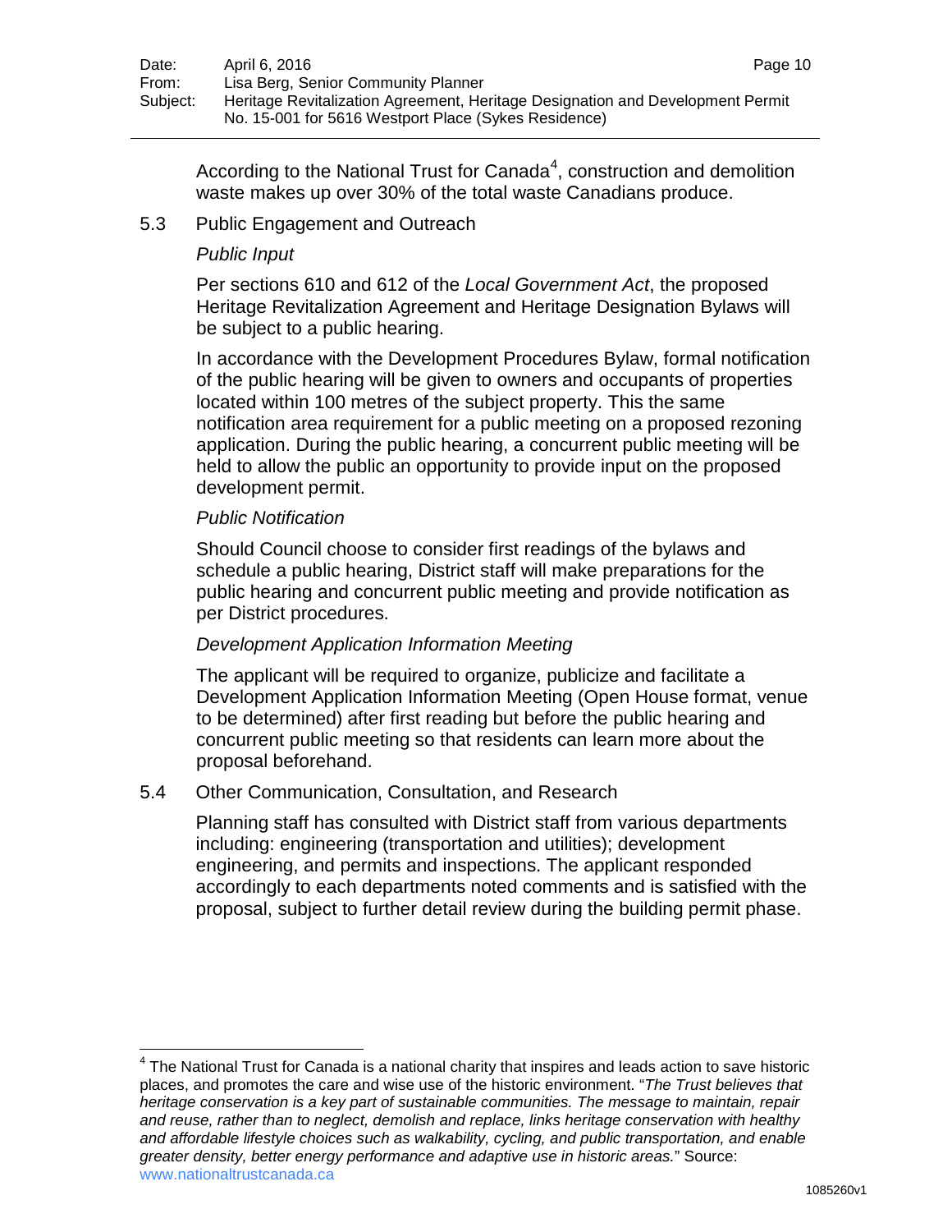According to the National Trust for Canada[4], construction and demolition waste makes up over 30% of the total waste Canadians produce.

## 5.3 Public Engagement and Outreach

*Public Input*

Per sections 610 and 612 of the *Local Government Act*, the proposed Heritage Revitalization Agreement and Heritage Designation Bylaws will be subject to a public hearing.

In accordance with the Development Procedures Bylaw, formal notification of the public hearing will be given to owners and occupants of properties located within 100 metres of the subject property. This the same notification area requirement for a public meeting on a proposed rezoning application. During the public hearing, a concurrent public meeting will be held to allow the public an opportunity to provide input on the proposed development permit.

*Public Notification*

Should Council choose to consider first readings of the bylaws and schedule a public hearing, District staff will make preparations for the public hearing and concurrent public meeting and provide notification as per District procedures.

*Development Application Information Meeting*

The applicant will be required to organize, publicize and facilitate a Development Application Information Meeting (Open House format, venue to be determined) after first reading but before the public hearing and concurrent public meeting so that residents can learn more about the proposal beforehand.

## 5.4 Other Communication, Consultation, and Research

Planning staff has consulted with District staff from various departments including: engineering (transportation and utilities); development engineering, and permits and inspections. The applicant responded accordingly to each departments noted comments and is satisfied with the proposal, subject to further detail review during the building permit phase.

---

[4] The National Trust for Canada is a national charity that inspires and leads action to save historic places, and promotes the care and wise use of the historic environment. "*The Trust believes that heritage conservation is a key part of sustainable communities. The message to maintain, repair and reuse, rather than to neglect, demolish and replace, links heritage conservation with healthy and affordable lifestyle choices such as walkability, cycling, and public transportation, and enable greater density, better energy performance and adaptive use in historic areas.*" Source: www.nationaltrustcanada.ca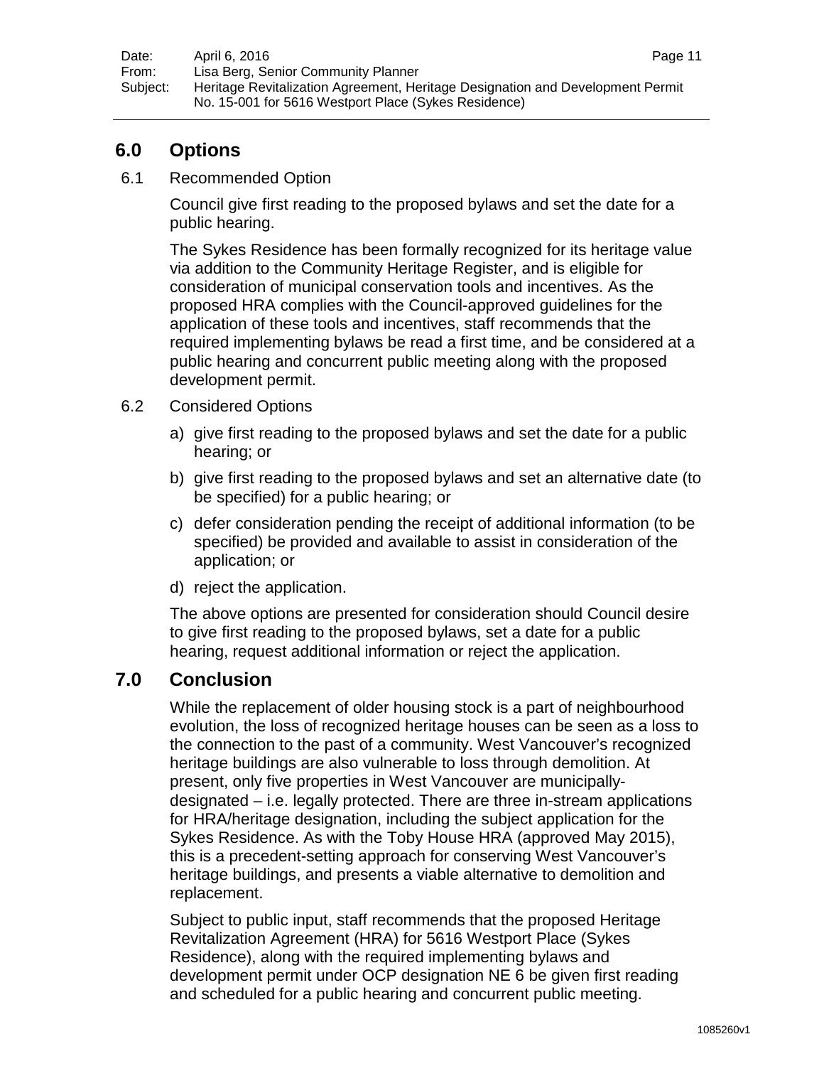## 6.0 Options

6.1 Recommended Option

Council give first reading to the proposed bylaws and set the date for a public hearing.

The Sykes Residence has been formally recognized for its heritage value via addition to the Community Heritage Register, and is eligible for consideration of municipal conservation tools and incentives. As the proposed HRA complies with the Council-approved guidelines for the application of these tools and incentives, staff recommends that the required implementing bylaws be read a first time, and be considered at a public hearing and concurrent public meeting along with the proposed development permit.

6.2 Considered Options

a) give first reading to the proposed bylaws and set the date for a public hearing; or

b) give first reading to the proposed bylaws and set an alternative date (to be specified) for a public hearing; or

c) defer consideration pending the receipt of additional information (to be specified) be provided and available to assist in consideration of the application; or

d) reject the application.

The above options are presented for consideration should Council desire to give first reading to the proposed bylaws, set a date for a public hearing, request additional information or reject the application.

## 7.0 Conclusion

While the replacement of older housing stock is a part of neighbourhood evolution, the loss of recognized heritage houses can be seen as a loss to the connection to the past of a community. West Vancouver's recognized heritage buildings are also vulnerable to loss through demolition. At present, only five properties in West Vancouver are municipally-designated – i.e. legally protected. There are three in-stream applications for HRA/heritage designation, including the subject application for the Sykes Residence. As with the Toby House HRA (approved May 2015), this is a precedent-setting approach for conserving West Vancouver's heritage buildings, and presents a viable alternative to demolition and replacement.

Subject to public input, staff recommends that the proposed Heritage Revitalization Agreement (HRA) for 5616 Westport Place (Sykes Residence), along with the required implementing bylaws and development permit under OCP designation NE 6 be given first reading and scheduled for a public hearing and concurrent public meeting.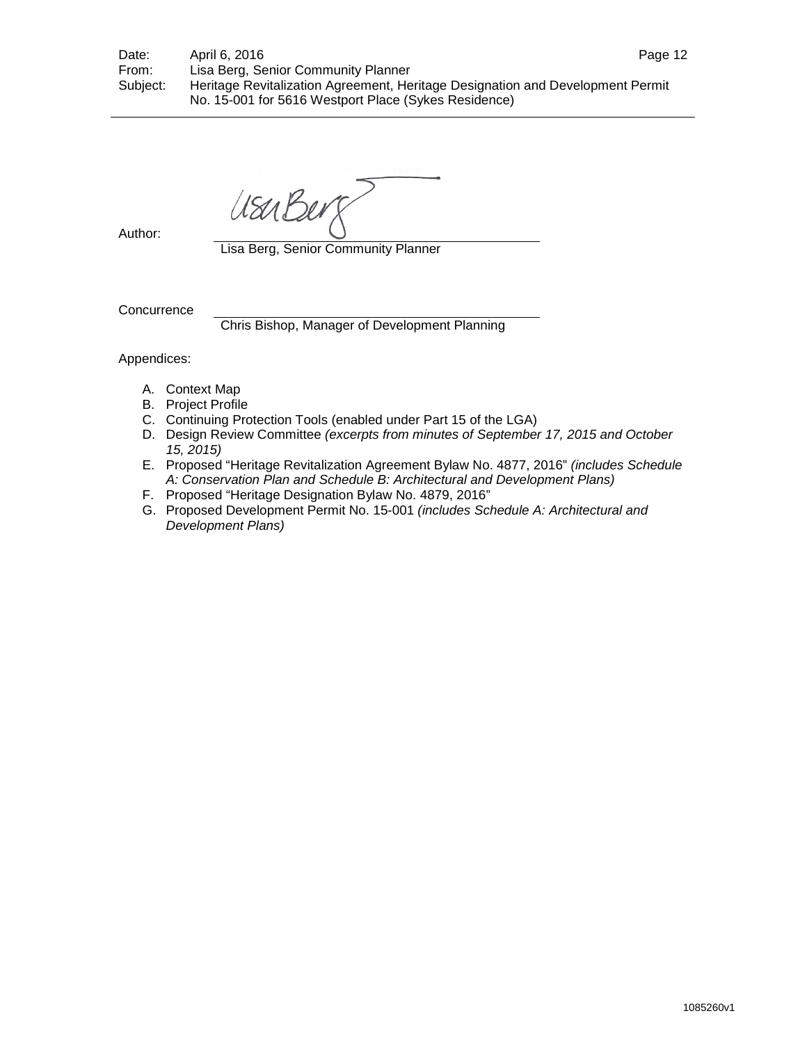Author: Lisa Berg, Senior Community Planner

Concurrence Chris Bishop, Manager of Development Planning

Appendices:

A. Context Map
B. Project Profile
C. Continuing Protection Tools (enabled under Part 15 of the LGA)
D. Design Review Committee *(excerpts from minutes of September 17, 2015 and October 15, 2015)*
E. Proposed "Heritage Revitalization Agreement Bylaw No. 4877, 2016" *(includes Schedule A: Conservation Plan and Schedule B: Architectural and Development Plans)*
F. Proposed "Heritage Designation Bylaw No. 4879, 2016"
G. Proposed Development Permit No. 15-001 *(includes Schedule A: Architectural and Development Plans)*

1085260v1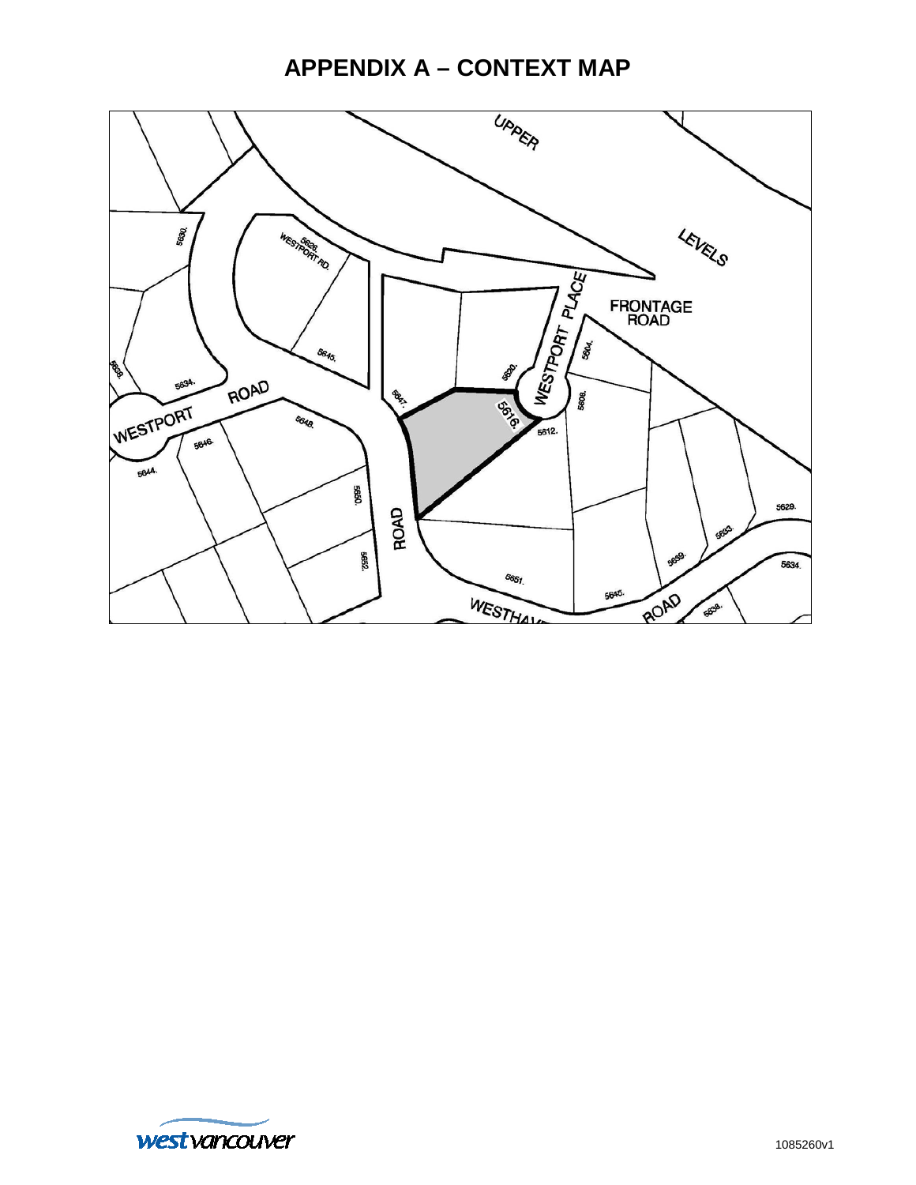# APPENDIX A – CONTEXT MAP

UPPER LEVELS FRONTAGE ROAD

WESTPORT PLACE

WESTPORT ROAD

WESTHAVEN ROAD

5616

5620

5604

5608

5612

5647

5645

5626 WESTPORT RD.

5630

5638

5634

5648

5646

5644

5650

5652

5651

5645

5639

5633

5629

5634

5638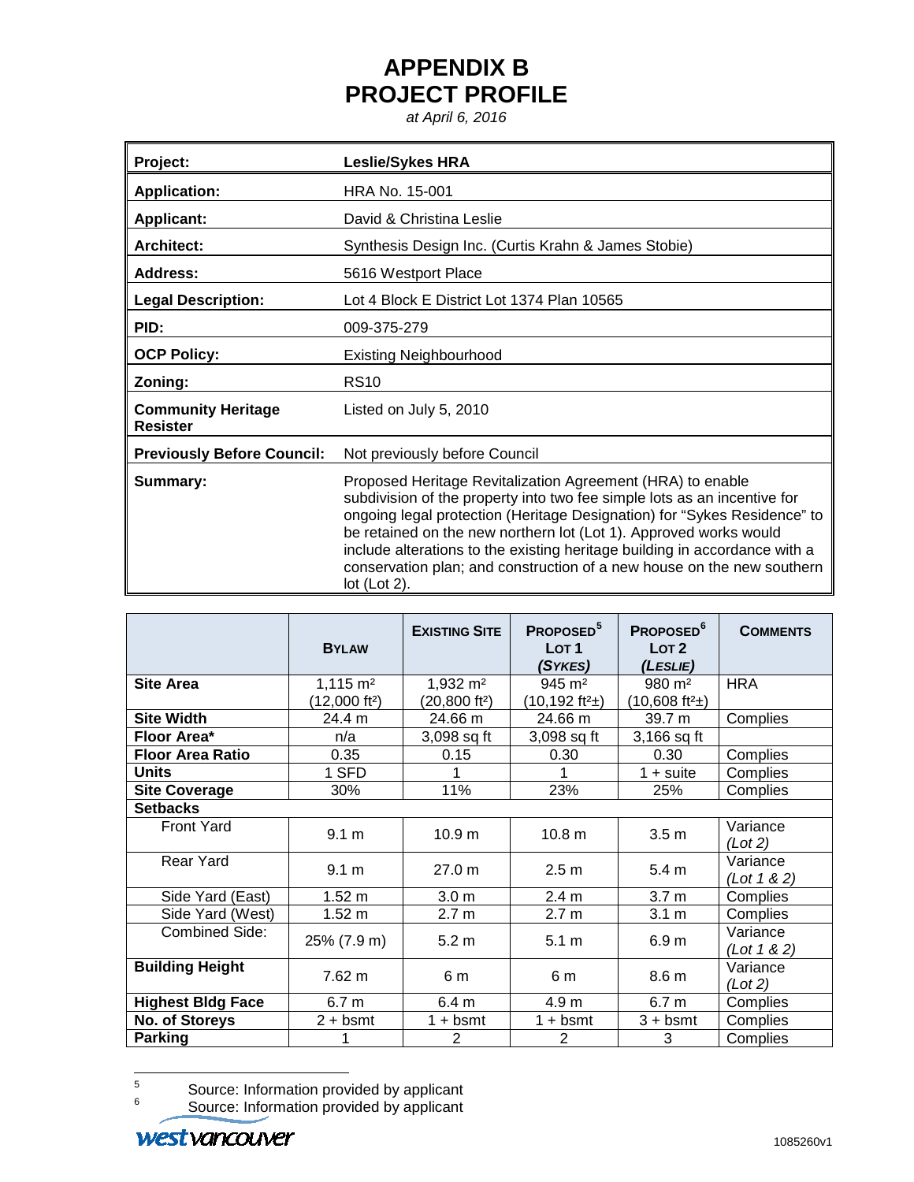# APPENDIX B
# PROJECT PROFILE

*at April 6, 2016*

| | |
|---|---|
| **Project:** | **Leslie/Sykes HRA** |
| **Application:** | HRA No. 15-001 |
| **Applicant:** | David & Christina Leslie |
| **Architect:** | Synthesis Design Inc. (Curtis Krahn & James Stobie) |
| **Address:** | 5616 Westport Place |
| **Legal Description:** | Lot 4 Block E District Lot 1374 Plan 10565 |
| **PID:** | 009-375-279 |
| **OCP Policy:** | Existing Neighbourhood |
| **Zoning:** | RS10 |
| **Community Heritage Resister** | Listed on July 5, 2010 |
| **Previously Before Council:** | Not previously before Council |
| **Summary:** | Proposed Heritage Revitalization Agreement (HRA) to enable subdivision of the property into two fee simple lots as an incentive for ongoing legal protection (Heritage Designation) for "Sykes Residence" to be retained on the new northern lot (Lot 1). Approved works would include alterations to the existing heritage building in accordance with a conservation plan; and construction of a new house on the new southern lot (Lot 2). |

| | **BYLAW** | **EXISTING SITE** | **PROPOSED[5] LOT 1 *(SYKES)*** | **PROPOSED[6] LOT 2 *(LESLIE)*** | **COMMENTS** |
|---|---|---|---|---|---|
| **Site Area** | 1,115 m² (12,000 ft²) | 1,932 m² (20,800 ft²) | 945 m² (10,192 ft²±) | 980 m² (10,608 ft²±) | HRA |
| **Site Width** | 24.4 m | 24.66 m | 24.66 m | 39.7 m | Complies |
| **Floor Area*** | n/a | 3,098 sq ft | 3,098 sq ft | 3,166 sq ft | |
| **Floor Area Ratio** | 0.35 | 0.15 | 0.30 | 0.30 | Complies |
| **Units** | 1 SFD | 1 | 1 | 1 + suite | Complies |
| **Site Coverage** | 30% | 11% | 23% | 25% | Complies |
| **Setbacks** | | | | | |
| Front Yard | 9.1 m | 10.9 m | 10.8 m | 3.5 m | Variance *(Lot 2)* |
| Rear Yard | 9.1 m | 27.0 m | 2.5 m | 5.4 m | Variance *(Lot 1 & 2)* |
| Side Yard (East) | 1.52 m | 3.0 m | 2.4 m | 3.7 m | Complies |
| Side Yard (West) | 1.52 m | 2.7 m | 2.7 m | 3.1 m | Complies |
| Combined Side: | 25% (7.9 m) | 5.2 m | 5.1 m | 6.9 m | Variance *(Lot 1 & 2)* |
| **Building Height** | 7.62 m | 6 m | 6 m | 8.6 m | Variance *(Lot 2)* |
| **Highest Bldg Face** | 6.7 m | 6.4 m | 4.9 m | 6.7 m | Complies |
| **No. of Storeys** | 2 + bsmt | 1 + bsmt | 1 + bsmt | 3 + bsmt | Complies |
| **Parking** | 1 | 2 | 2 | 3 | Complies |

[5] Source: Information provided by applicant

[6] Source: Information provided by applicant

westvancouver

1085260v1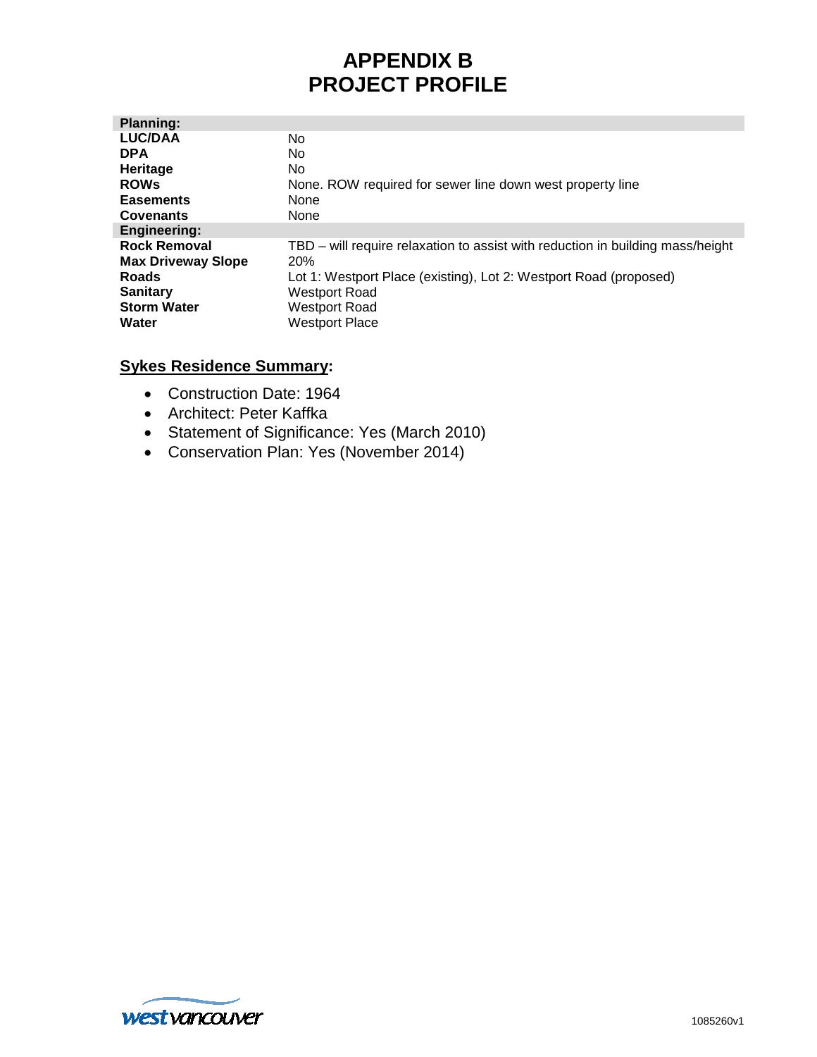# APPENDIX B
# PROJECT PROFILE

| | |
|---|---|
| **Planning:** | |
| **LUC/DAA** | No |
| **DPA** | No |
| **Heritage** | No |
| **ROWs** | None. ROW required for sewer line down west property line |
| **Easements** | None |
| **Covenants** | None |
| **Engineering:** | |
| **Rock Removal** | TBD – will require relaxation to assist with reduction in building mass/height |
| **Max Driveway Slope** | 20% |
| **Roads** | Lot 1: Westport Place (existing), Lot 2: Westport Road (proposed) |
| **Sanitary** | Westport Road |
| **Storm Water** | Westport Road |
| **Water** | Westport Place |

**Sykes Residence Summary:**

- Construction Date: 1964
- Architect: Peter Kaffka
- Statement of Significance: Yes (March 2010)
- Conservation Plan: Yes (November 2014)

1085260v1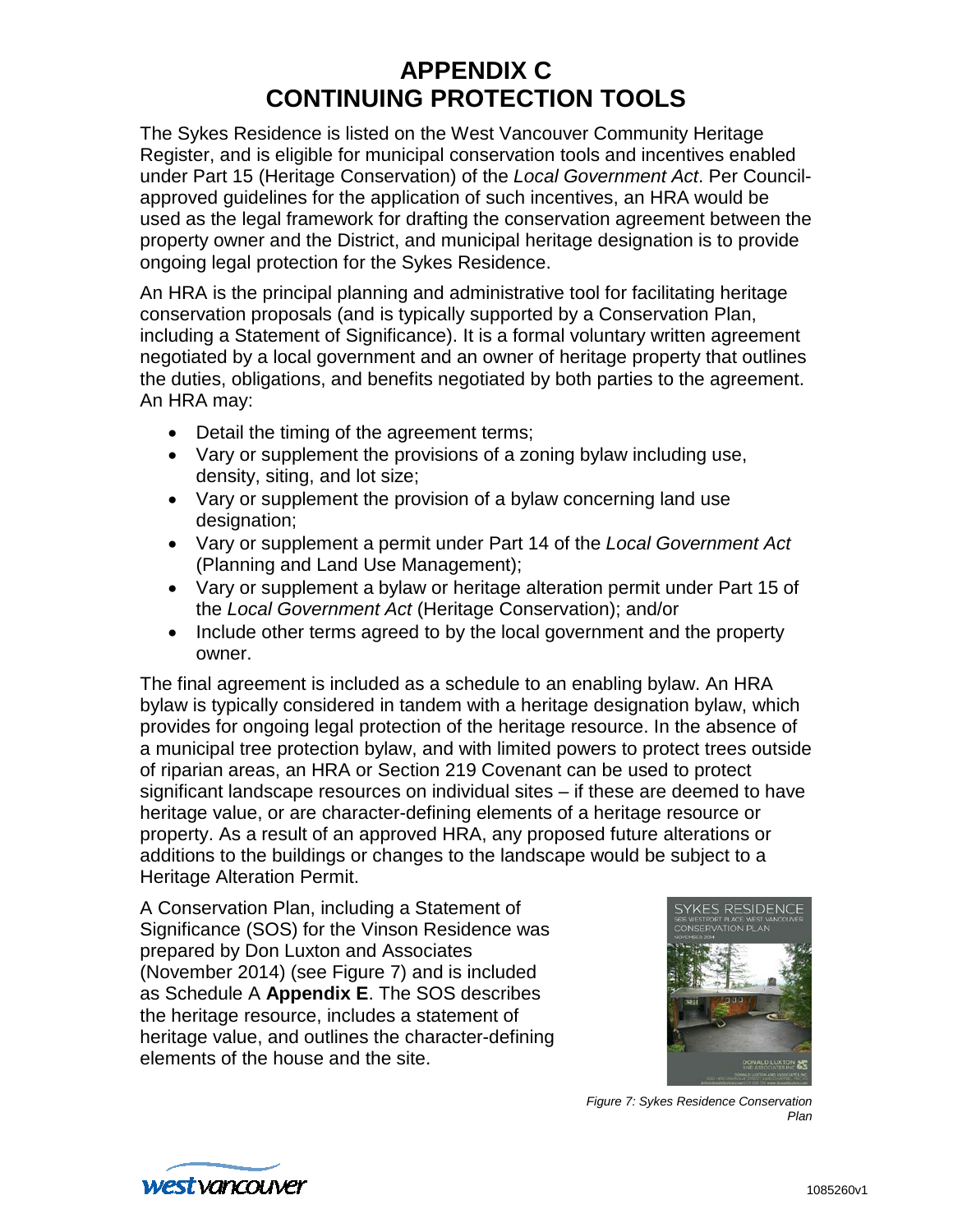# APPENDIX C
# CONTINUING PROTECTION TOOLS

The Sykes Residence is listed on the West Vancouver Community Heritage Register, and is eligible for municipal conservation tools and incentives enabled under Part 15 (Heritage Conservation) of the *Local Government Act*. Per Council-approved guidelines for the application of such incentives, an HRA would be used as the legal framework for drafting the conservation agreement between the property owner and the District, and municipal heritage designation is to provide ongoing legal protection for the Sykes Residence.

An HRA is the principal planning and administrative tool for facilitating heritage conservation proposals (and is typically supported by a Conservation Plan, including a Statement of Significance). It is a formal voluntary written agreement negotiated by a local government and an owner of heritage property that outlines the duties, obligations, and benefits negotiated by both parties to the agreement. An HRA may:

- Detail the timing of the agreement terms;
- Vary or supplement the provisions of a zoning bylaw including use, density, siting, and lot size;
- Vary or supplement the provision of a bylaw concerning land use designation;
- Vary or supplement a permit under Part 14 of the *Local Government Act* (Planning and Land Use Management);
- Vary or supplement a bylaw or heritage alteration permit under Part 15 of the *Local Government Act* (Heritage Conservation); and/or
- Include other terms agreed to by the local government and the property owner.

The final agreement is included as a schedule to an enabling bylaw. An HRA bylaw is typically considered in tandem with a heritage designation bylaw, which provides for ongoing legal protection of the heritage resource. In the absence of a municipal tree protection bylaw, and with limited powers to protect trees outside of riparian areas, an HRA or Section 219 Covenant can be used to protect significant landscape resources on individual sites – if these are deemed to have heritage value, or are character-defining elements of a heritage resource or property. As a result of an approved HRA, any proposed future alterations or additions to the buildings or changes to the landscape would be subject to a Heritage Alteration Permit.

A Conservation Plan, including a Statement of Significance (SOS) for the Vinson Residence was prepared by Don Luxton and Associates (November 2014) (see Figure 7) and is included as Schedule A **Appendix E**. The SOS describes the heritage resource, includes a statement of heritage value, and outlines the character-defining elements of the house and the site.

*Figure 7: Sykes Residence Conservation Plan*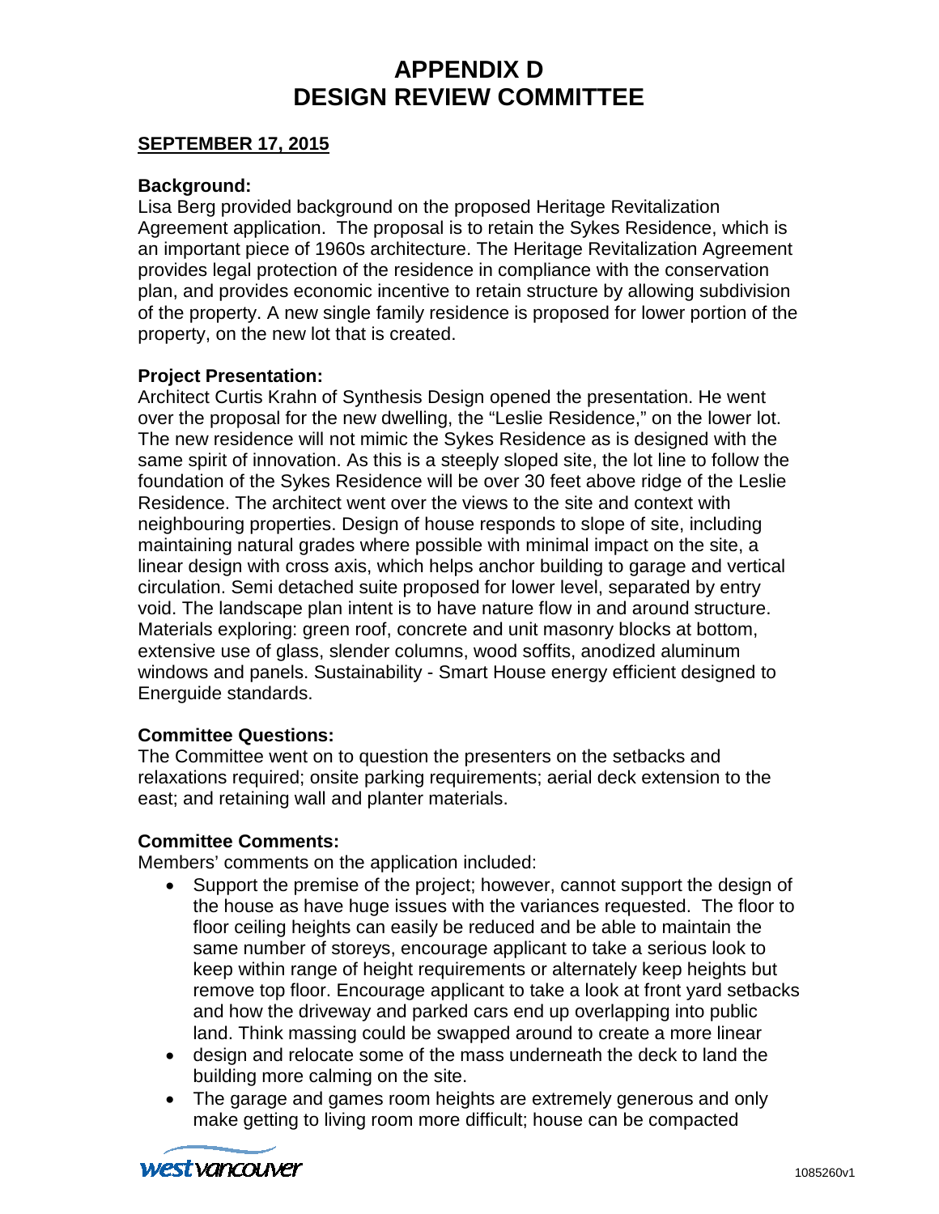# APPENDIX D
# DESIGN REVIEW COMMITTEE

**SEPTEMBER 17, 2015**

**Background:**
Lisa Berg provided background on the proposed Heritage Revitalization Agreement application. The proposal is to retain the Sykes Residence, which is an important piece of 1960s architecture. The Heritage Revitalization Agreement provides legal protection of the residence in compliance with the conservation plan, and provides economic incentive to retain structure by allowing subdivision of the property. A new single family residence is proposed for lower portion of the property, on the new lot that is created.

**Project Presentation:**
Architect Curtis Krahn of Synthesis Design opened the presentation. He went over the proposal for the new dwelling, the "Leslie Residence," on the lower lot. The new residence will not mimic the Sykes Residence as is designed with the same spirit of innovation. As this is a steeply sloped site, the lot line to follow the foundation of the Sykes Residence will be over 30 feet above ridge of the Leslie Residence. The architect went over the views to the site and context with neighbouring properties. Design of house responds to slope of site, including maintaining natural grades where possible with minimal impact on the site, a linear design with cross axis, which helps anchor building to garage and vertical circulation. Semi detached suite proposed for lower level, separated by entry void. The landscape plan intent is to have nature flow in and around structure. Materials exploring: green roof, concrete and unit masonry blocks at bottom, extensive use of glass, slender columns, wood soffits, anodized aluminum windows and panels. Sustainability - Smart House energy efficient designed to Energuide standards.

**Committee Questions:**
The Committee went on to question the presenters on the setbacks and relaxations required; onsite parking requirements; aerial deck extension to the east; and retaining wall and planter materials.

**Committee Comments:**
Members' comments on the application included:

- Support the premise of the project; however, cannot support the design of the house as have huge issues with the variances requested. The floor to floor ceiling heights can easily be reduced and be able to maintain the same number of storeys, encourage applicant to take a serious look to keep within range of height requirements or alternately keep heights but remove top floor. Encourage applicant to take a look at front yard setbacks and how the driveway and parked cars end up overlapping into public land. Think massing could be swapped around to create a more linear
- design and relocate some of the mass underneath the deck to land the building more calming on the site.
- The garage and games room heights are extremely generous and only make getting to living room more difficult; house can be compacted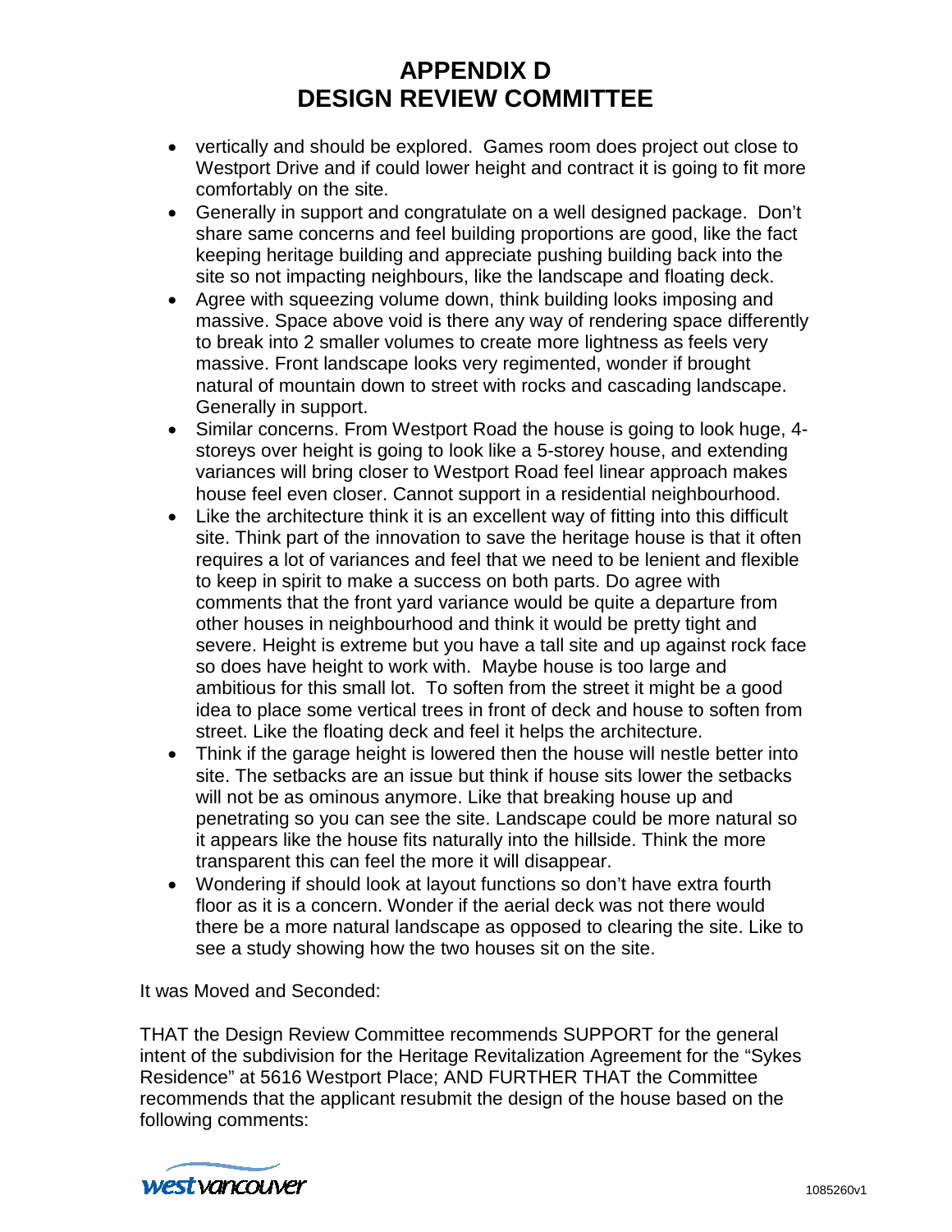# APPENDIX D
# DESIGN REVIEW COMMITTEE

- vertically and should be explored. Games room does project out close to Westport Drive and if could lower height and contract it is going to fit more comfortably on the site.
- Generally in support and congratulate on a well designed package. Don't share same concerns and feel building proportions are good, like the fact keeping heritage building and appreciate pushing building back into the site so not impacting neighbours, like the landscape and floating deck.
- Agree with squeezing volume down, think building looks imposing and massive. Space above void is there any way of rendering space differently to break into 2 smaller volumes to create more lightness as feels very massive. Front landscape looks very regimented, wonder if brought natural of mountain down to street with rocks and cascading landscape. Generally in support.
- Similar concerns. From Westport Road the house is going to look huge, 4-storeys over height is going to look like a 5-storey house, and extending variances will bring closer to Westport Road feel linear approach makes house feel even closer. Cannot support in a residential neighbourhood.
- Like the architecture think it is an excellent way of fitting into this difficult site. Think part of the innovation to save the heritage house is that it often requires a lot of variances and feel that we need to be lenient and flexible to keep in spirit to make a success on both parts. Do agree with comments that the front yard variance would be quite a departure from other houses in neighbourhood and think it would be pretty tight and severe. Height is extreme but you have a tall site and up against rock face so does have height to work with. Maybe house is too large and ambitious for this small lot. To soften from the street it might be a good idea to place some vertical trees in front of deck and house to soften from street. Like the floating deck and feel it helps the architecture.
- Think if the garage height is lowered then the house will nestle better into site. The setbacks are an issue but think if house sits lower the setbacks will not be as ominous anymore. Like that breaking house up and penetrating so you can see the site. Landscape could be more natural so it appears like the house fits naturally into the hillside. Think the more transparent this can feel the more it will disappear.
- Wondering if should look at layout functions so don't have extra fourth floor as it is a concern. Wonder if the aerial deck was not there would there be a more natural landscape as opposed to clearing the site. Like to see a study showing how the two houses sit on the site.

It was Moved and Seconded:

THAT the Design Review Committee recommends SUPPORT for the general intent of the subdivision for the Heritage Revitalization Agreement for the "Sykes Residence" at 5616 Westport Place; AND FURTHER THAT the Committee recommends that the applicant resubmit the design of the house based on the following comments: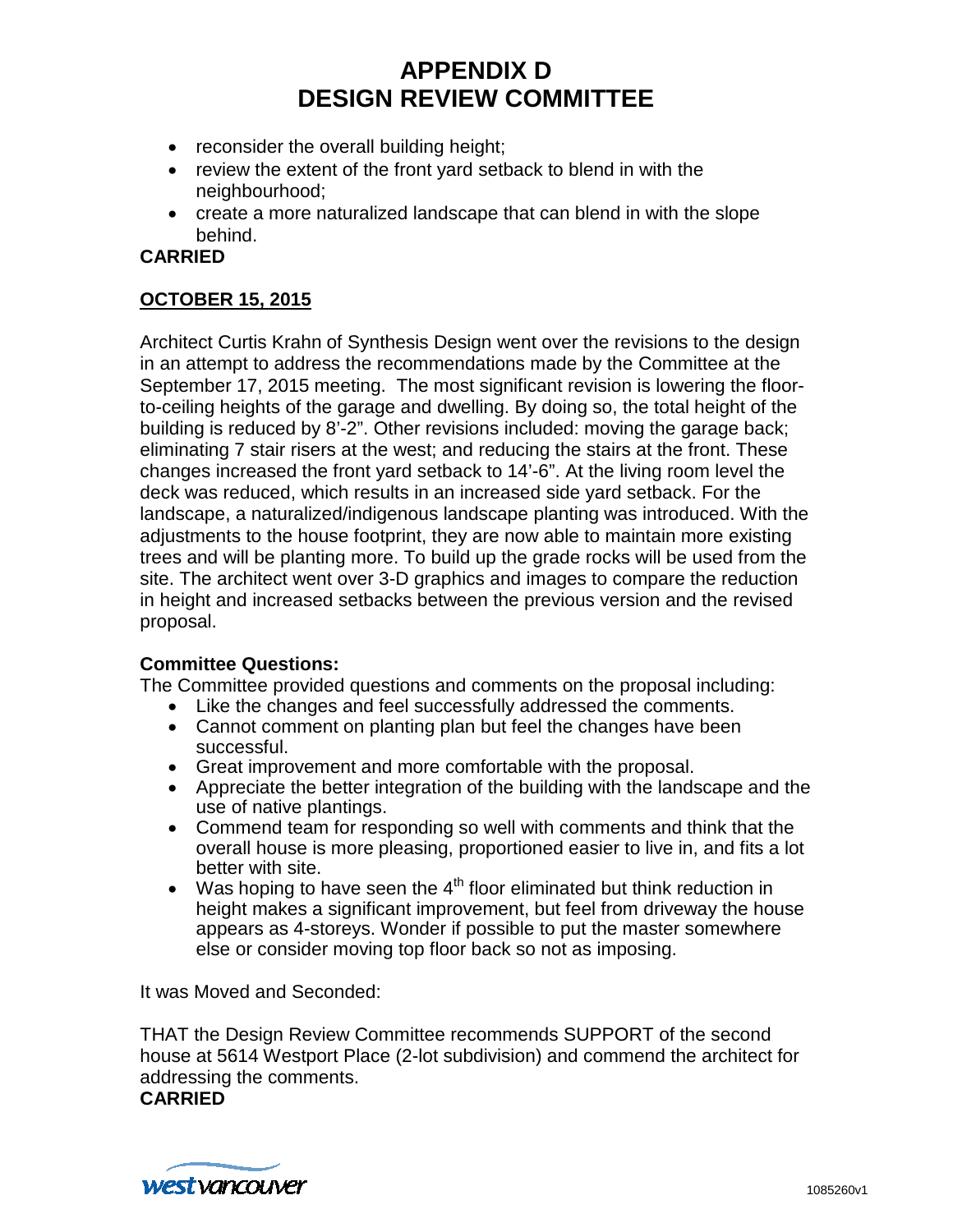# APPENDIX D
# DESIGN REVIEW COMMITTEE

- reconsider the overall building height;
- review the extent of the front yard setback to blend in with the neighbourhood;
- create a more naturalized landscape that can blend in with the slope behind.

**CARRIED**

**OCTOBER 15, 2015**

Architect Curtis Krahn of Synthesis Design went over the revisions to the design in an attempt to address the recommendations made by the Committee at the September 17, 2015 meeting. The most significant revision is lowering the floor-to-ceiling heights of the garage and dwelling. By doing so, the total height of the building is reduced by 8'-2". Other revisions included: moving the garage back; eliminating 7 stair risers at the west; and reducing the stairs at the front. These changes increased the front yard setback to 14'-6". At the living room level the deck was reduced, which results in an increased side yard setback. For the landscape, a naturalized/indigenous landscape planting was introduced. With the adjustments to the house footprint, they are now able to maintain more existing trees and will be planting more. To build up the grade rocks will be used from the site. The architect went over 3-D graphics and images to compare the reduction in height and increased setbacks between the previous version and the revised proposal.

**Committee Questions:**

The Committee provided questions and comments on the proposal including:

- Like the changes and feel successfully addressed the comments.
- Cannot comment on planting plan but feel the changes have been successful.
- Great improvement and more comfortable with the proposal.
- Appreciate the better integration of the building with the landscape and the use of native plantings.
- Commend team for responding so well with comments and think that the overall house is more pleasing, proportioned easier to live in, and fits a lot better with site.
- Was hoping to have seen the 4th floor eliminated but think reduction in height makes a significant improvement, but feel from driveway the house appears as 4-storeys. Wonder if possible to put the master somewhere else or consider moving top floor back so not as imposing.

It was Moved and Seconded:

THAT the Design Review Committee recommends SUPPORT of the second house at 5614 Westport Place (2-lot subdivision) and commend the architect for addressing the comments.

**CARRIED**